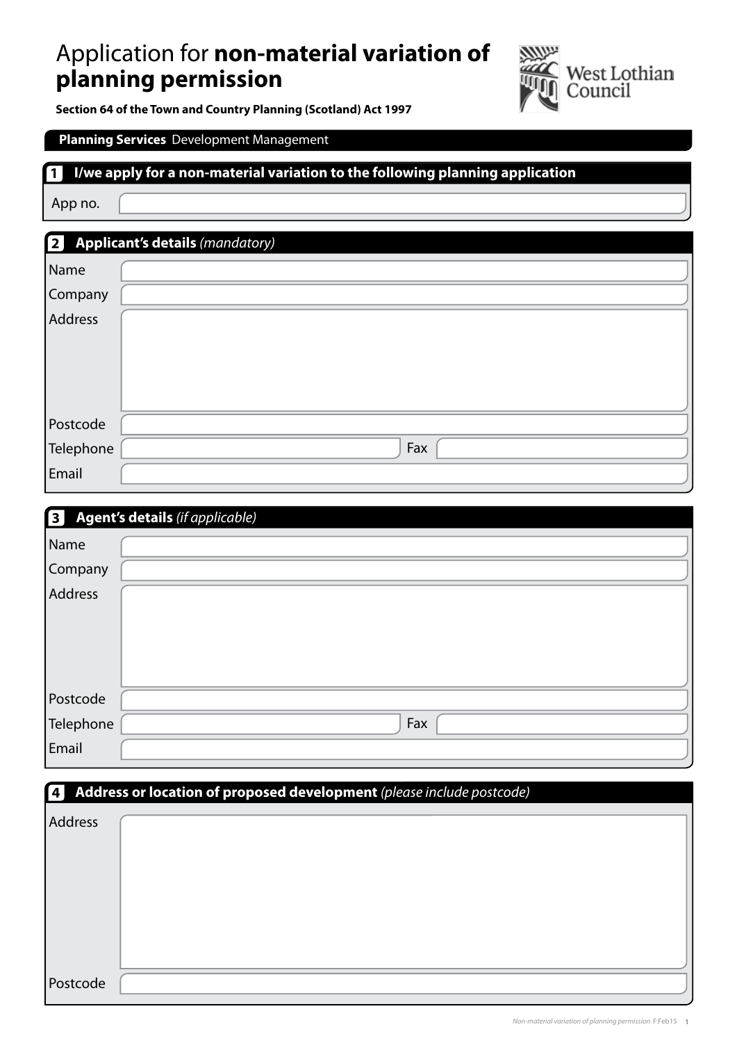# Application for **non-material variation of planning permission**

**Section 64 of the Town and Country Planning (Scotland) Act 1997**

West Lothian Council

**Planning Services** Development Management

## 1 I/we apply for a non-material variation to the following planning application

App no.

## 2 Applicant's details *(mandatory)*

Name

Company

Address

Postcode

Telephone

Fax

Email

## 3 Agent's details *(if applicable)*

Name

Company

Address

Postcode

Telephone

Fax

Email

## 4 Address or location of proposed development *(please include postcode)*

Address

Postcode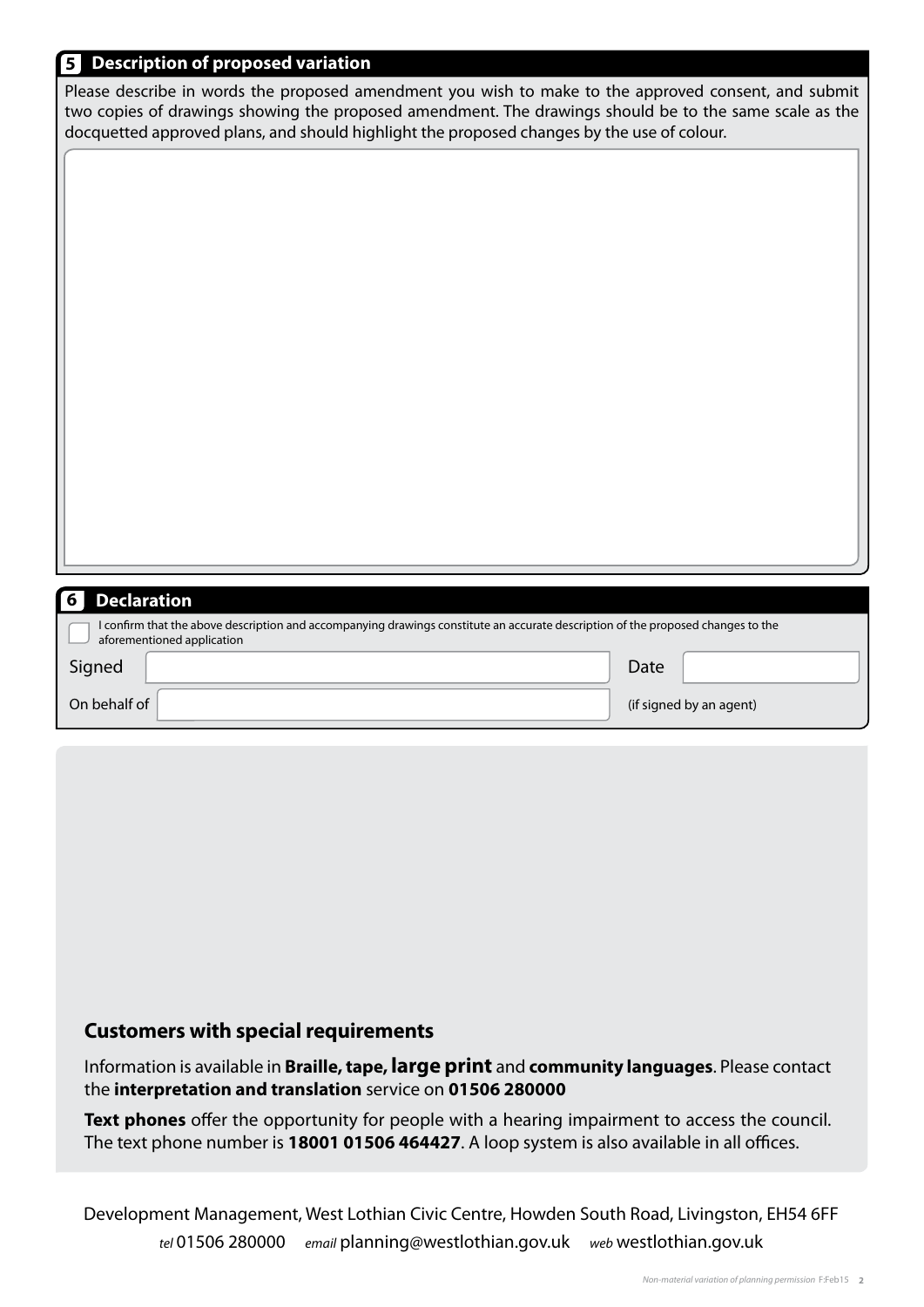## 5 Description of proposed variation

Please describe in words the proposed amendment you wish to make to the approved consent, and submit two copies of drawings showing the proposed amendment. The drawings should be to the same scale as the docquetted approved plans, and should highlight the proposed changes by the use of colour.

## 6 Declaration

☐ I confirm that the above description and accompanying drawings constitute an accurate description of the proposed changes to the aforementioned application

Signed | Date

On behalf of (if signed by an agent)

### Customers with special requirements

Information is available in **Braille, tape, large print** and **community languages**. Please contact the **interpretation and translation** service on **01506 280000**

**Text phones** offer the opportunity for people with a hearing impairment to access the council. The text phone number is **18001 01506 464427**. A loop system is also available in all offices.

Development Management, West Lothian Civic Centre, Howden South Road, Livingston, EH54 6FF

*tel* 01506 280000 *email* planning@westlothian.gov.uk *web* westlothian.gov.uk

*Non-material variation of planning permission* F:Feb15